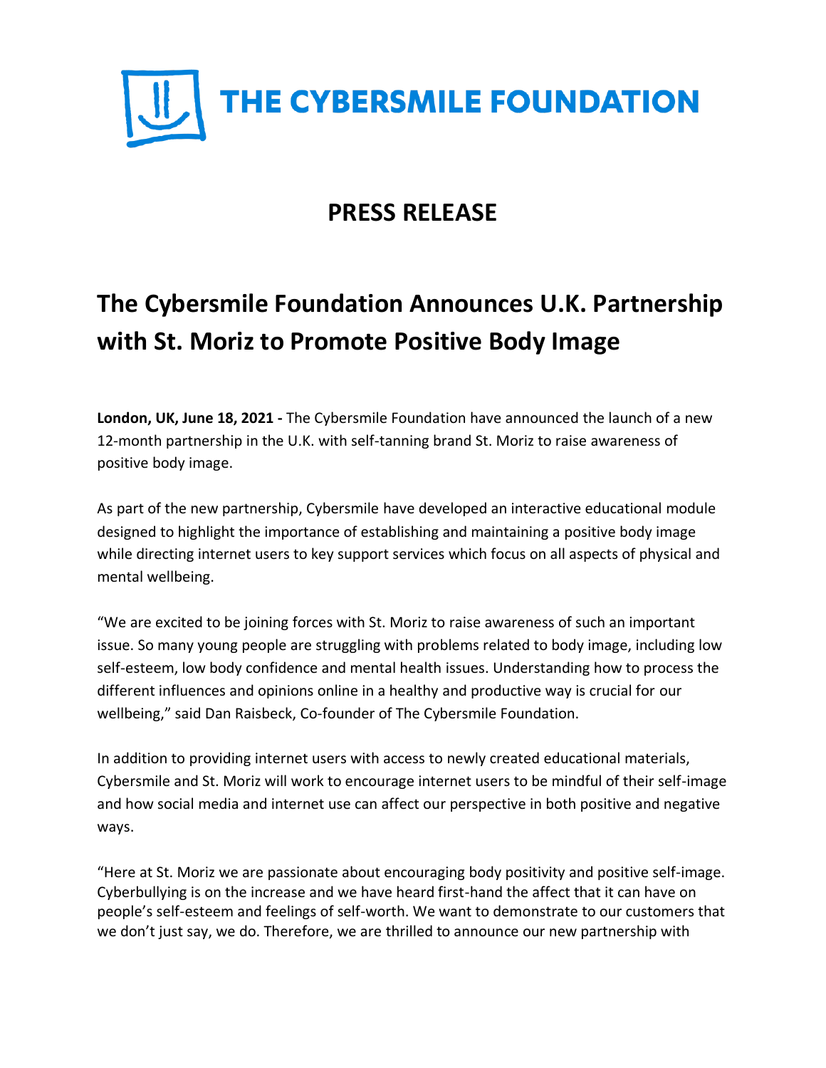THE CYBERSMILE FOUNDATION

# PRESS RELEASE

## The Cybersmile Foundation Announces U.K. Partnership with St. Moriz to Promote Positive Body Image

**London, UK, June 18, 2021 -** The Cybersmile Foundation have announced the launch of a new 12-month partnership in the U.K. with self-tanning brand St. Moriz to raise awareness of positive body image.

As part of the new partnership, Cybersmile have developed an interactive educational module designed to highlight the importance of establishing and maintaining a positive body image while directing internet users to key support services which focus on all aspects of physical and mental wellbeing.

"We are excited to be joining forces with St. Moriz to raise awareness of such an important issue. So many young people are struggling with problems related to body image, including low self-esteem, low body confidence and mental health issues. Understanding how to process the different influences and opinions online in a healthy and productive way is crucial for our wellbeing," said Dan Raisbeck, Co-founder of The Cybersmile Foundation.

In addition to providing internet users with access to newly created educational materials, Cybersmile and St. Moriz will work to encourage internet users to be mindful of their self-image and how social media and internet use can affect our perspective in both positive and negative ways.

"Here at St. Moriz we are passionate about encouraging body positivity and positive self-image. Cyberbullying is on the increase and we have heard first-hand the affect that it can have on people's self-esteem and feelings of self-worth. We want to demonstrate to our customers that we don't just say, we do. Therefore, we are thrilled to announce our new partnership with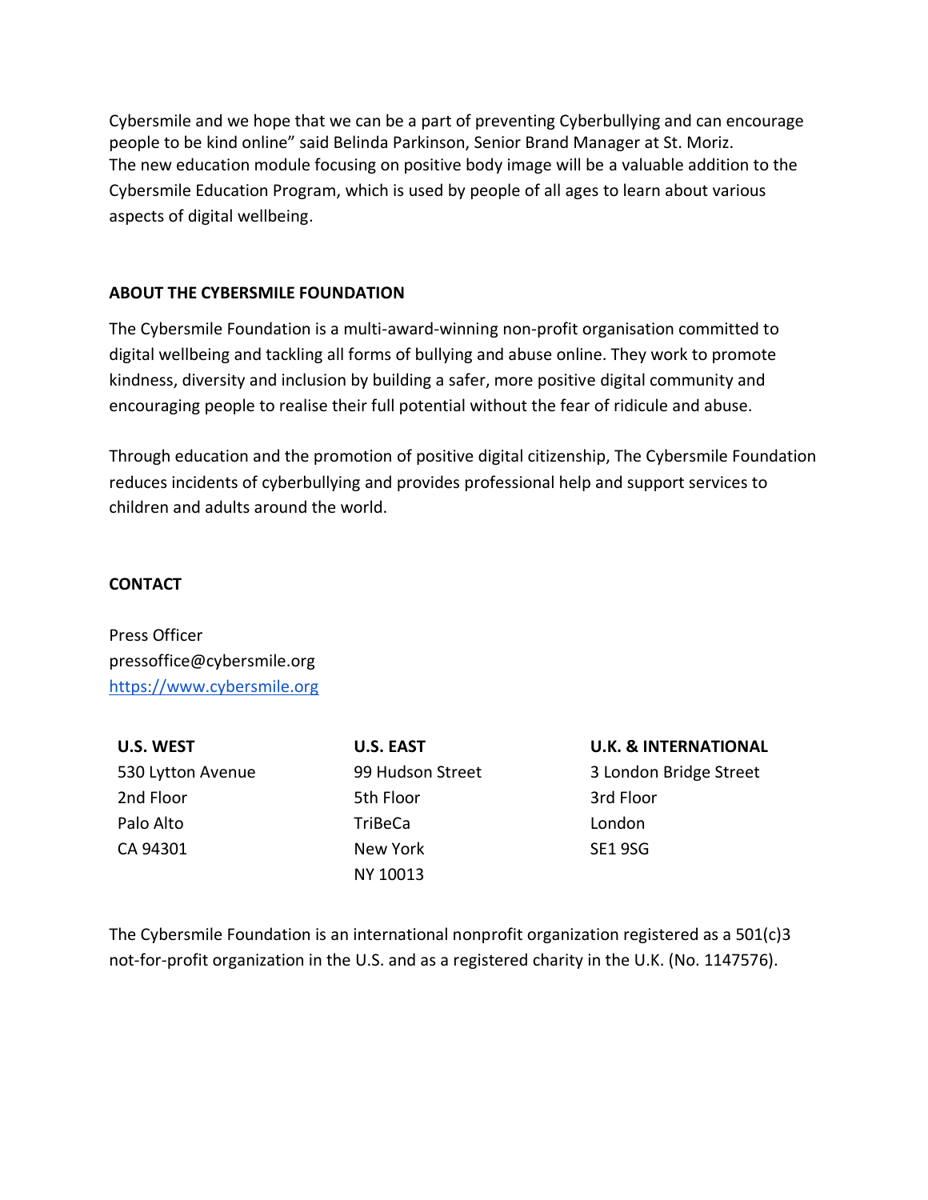Cybersmile and we hope that we can be a part of preventing Cyberbullying and can encourage people to be kind online" said Belinda Parkinson, Senior Brand Manager at St. Moriz.
The new education module focusing on positive body image will be a valuable addition to the Cybersmile Education Program, which is used by people of all ages to learn about various aspects of digital wellbeing.

**ABOUT THE CYBERSMILE FOUNDATION**

The Cybersmile Foundation is a multi-award-winning non-profit organisation committed to digital wellbeing and tackling all forms of bullying and abuse online. They work to promote kindness, diversity and inclusion by building a safer, more positive digital community and encouraging people to realise their full potential without the fear of ridicule and abuse.

Through education and the promotion of positive digital citizenship, The Cybersmile Foundation reduces incidents of cyberbullying and provides professional help and support services to children and adults around the world.

**CONTACT**

Press Officer
pressoffice@cybersmile.org
https://www.cybersmile.org

| U.S. WEST | U.S. EAST | U.K. & INTERNATIONAL |
| --- | --- | --- |
| 530 Lytton Avenue | 99 Hudson Street | 3 London Bridge Street |
| 2nd Floor | 5th Floor | 3rd Floor |
| Palo Alto | TriBeCa | London |
| CA 94301 | New York | SE1 9SG |
| | NY 10013 | |

The Cybersmile Foundation is an international nonprofit organization registered as a 501(c)3 not-for-profit organization in the U.S. and as a registered charity in the U.K. (No. 1147576).